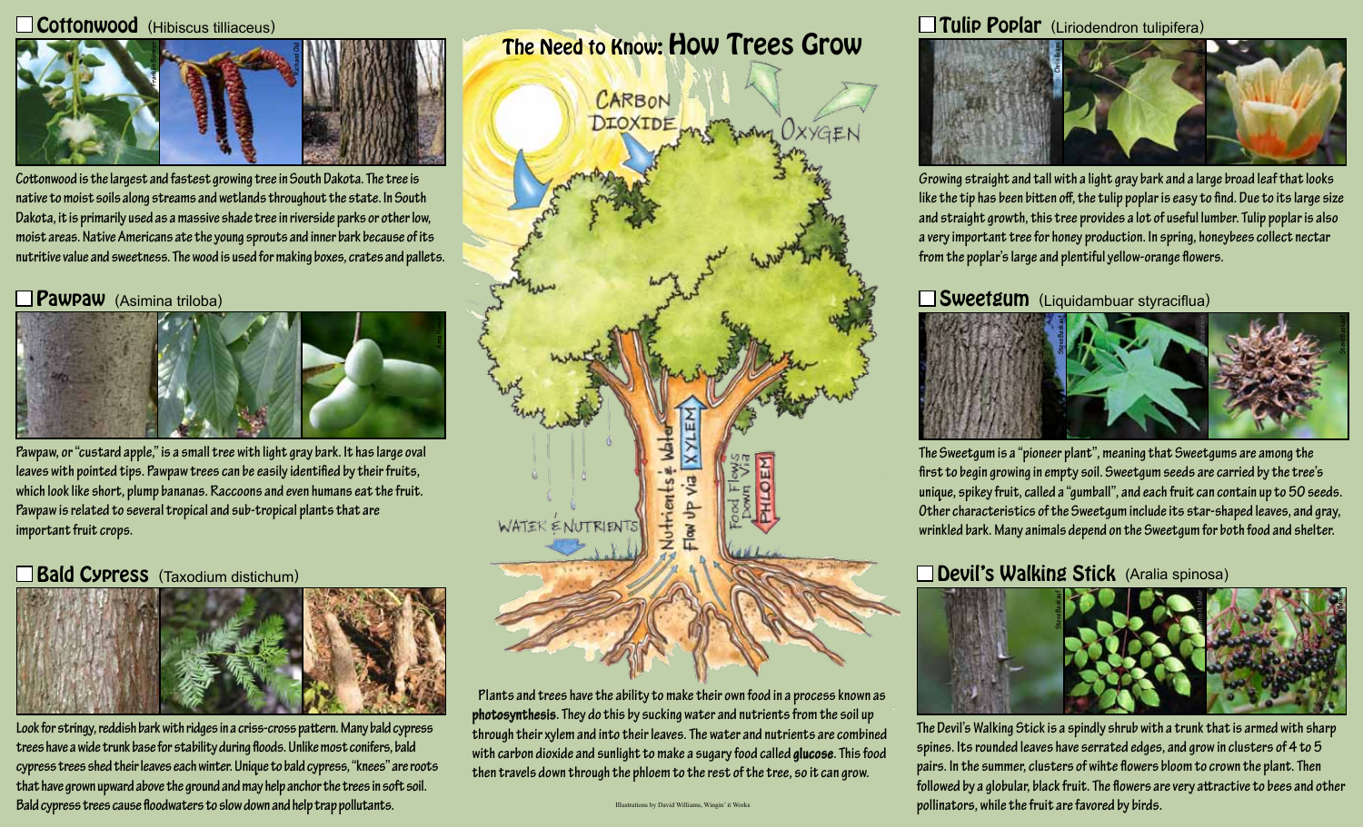## ☐ Cottonwood (Hibiscus tilliaceus)

Cottonwood is the largest and fastest growing tree in South Dakota. The tree is native to moist soils along streams and wetlands throughout the state. In South Dakota, it is primarily used as a massive shade tree in riverside parks or other low, moist areas. Native Americans ate the young sprouts and inner bark because of its nutritive value and sweetness. The wood is used for making boxes, crates and pallets.

## ☐ Pawpaw (Asimina triloba)

Pawpaw, or "custard apple," is a small tree with light gray bark. It has large oval leaves with pointed tips. Pawpaw trees can be easily identified by their fruits, which look like short, plump bananas. Raccoons and even humans eat the fruit. Pawpaw is related to several tropical and sub-tropical plants that are important fruit crops.

## ☐ Bald Cypress (Taxodium distichum)

Look for stringy, reddish bark with ridges in a criss-cross pattern. Many bald cypress trees have a wide trunk base for stability during floods. Unlike most conifers, bald cypress trees shed their leaves each winter. Unique to bald cypress, "knees" are roots that have grown upward above the ground and may help anchor the trees in soft soil. Bald cypress trees cause floodwaters to slow down and help trap pollutants.

# The Need to Know: How Trees Grow

Carbon Dioxide · Oxygen · Water & Nutrients · Nutrients & Water Flow Up via Xylem · Food Flows Down Via Phloem

Plants and trees have the ability to make their own food in a process known as **photosynthesis**. They do this by sucking water and nutrients from the soil up through their xylem and into their leaves. The water and nutrients are combined with carbon dioxide and sunlight to make a sugary food called **glucose**. This food then travels down through the phloem to the rest of the tree, so it can grow.

Illustrations by David Williams, Wingin' it Works

## ☐ Tulip Poplar (Liriodendron tulipifera)

Growing straight and tall with a light gray bark and a large broad leaf that looks like the tip has been bitten off, the tulip poplar is easy to find. Due to its large size and straight growth, this tree provides a lot of useful lumber. Tulip poplar is also a very important tree for honey production. In spring, honeybees collect nectar from the poplar's large and plentiful yellow-orange flowers.

## ☐ Sweetgum (Liquidambuar styraciflua)

The Sweetgum is a "pioneer plant", meaning that Sweetgums are among the first to begin growing in empty soil. Sweetgum seeds are carried by the tree's unique, spikey fruit, called a "gumball", and each fruit can contain up to 50 seeds. Other characteristics of the Sweetgum include its star-shaped leaves, and gray, wrinkled bark. Many animals depend on the Sweetgum for both food and shelter.

## ☐ Devil's Walking Stick (Aralia spinosa)

The Devil's Walking Stick is a spindly shrub with a trunk that is armed with sharp spines. Its rounded leaves have serrated edges, and grow in clusters of 4 to 5 pairs. In the summer, clusters of wihte flowers bloom to crown the plant. Then followed by a globular, black fruit. The flowers are very attractive to bees and other pollinators, while the fruit are favored by birds.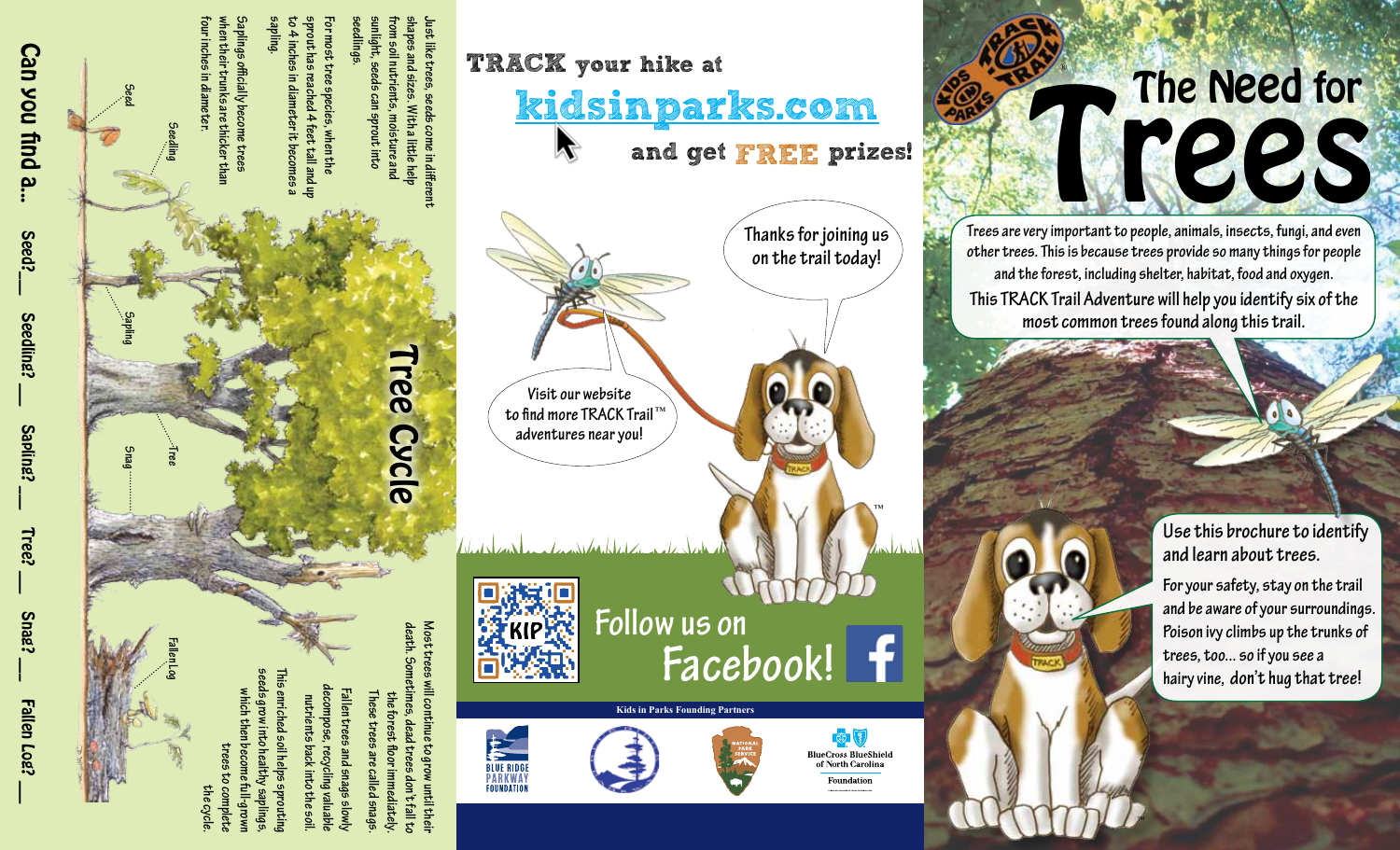## Tree Cycle

Just like trees, seeds come in different shapes and sizes. With a little help from soil nutrients, moisture and sunlight, seeds can sprout into seedlings.

For most tree species, when the sprout has reached 4 feet tall and up to 4 inches in diameter it becomes a sapling.

Saplings officially become trees when their trunks are thicker than four inches in diameter.

Seed

Seedling

Sapling

Tree

Snag

Fallen Log

Most trees will continue to grow until their death. Sometimes, dead trees don't fall to the forest floor immediately. These trees are called snags.

Fallen trees and snags slowly decompose, recycling valuable nutrients back into the soil.

This enriched soil helps sprouting seeds grow into healthy saplings, which then become full-grown trees to complete the cycle.

**Can you find a... Seed? \_\_ Seedling? \_\_ Sapling? \_\_ Tree? \_\_ Snag? \_\_ Fallen Log? \_\_**

**TRACK your hike at kidsinparks.com and get FREE prizes!**

Thanks for joining us on the trail today!

Visit our website to find more TRACK Trail™ adventures near you!

Follow us on Facebook!

Kids in Parks Founding Partners

BLUE RIDGE PARKWAY FOUNDATION

NATIONAL PARK SERVICE

BlueCross BlueShield of North Carolina Foundation

# The Need for Trees

Trees are very important to people, animals, insects, fungi, and even other trees. This is because trees provide so many things for people and the forest, including shelter, habitat, food and oxygen.

This TRACK Trail Adventure will help you identify six of the most common trees found along this trail.

Use this brochure to identify and learn about trees.

For your safety, stay on the trail and be aware of your surroundings. Poison ivy climbs up the trunks of trees, too... so if you see a hairy vine, don't hug that tree!